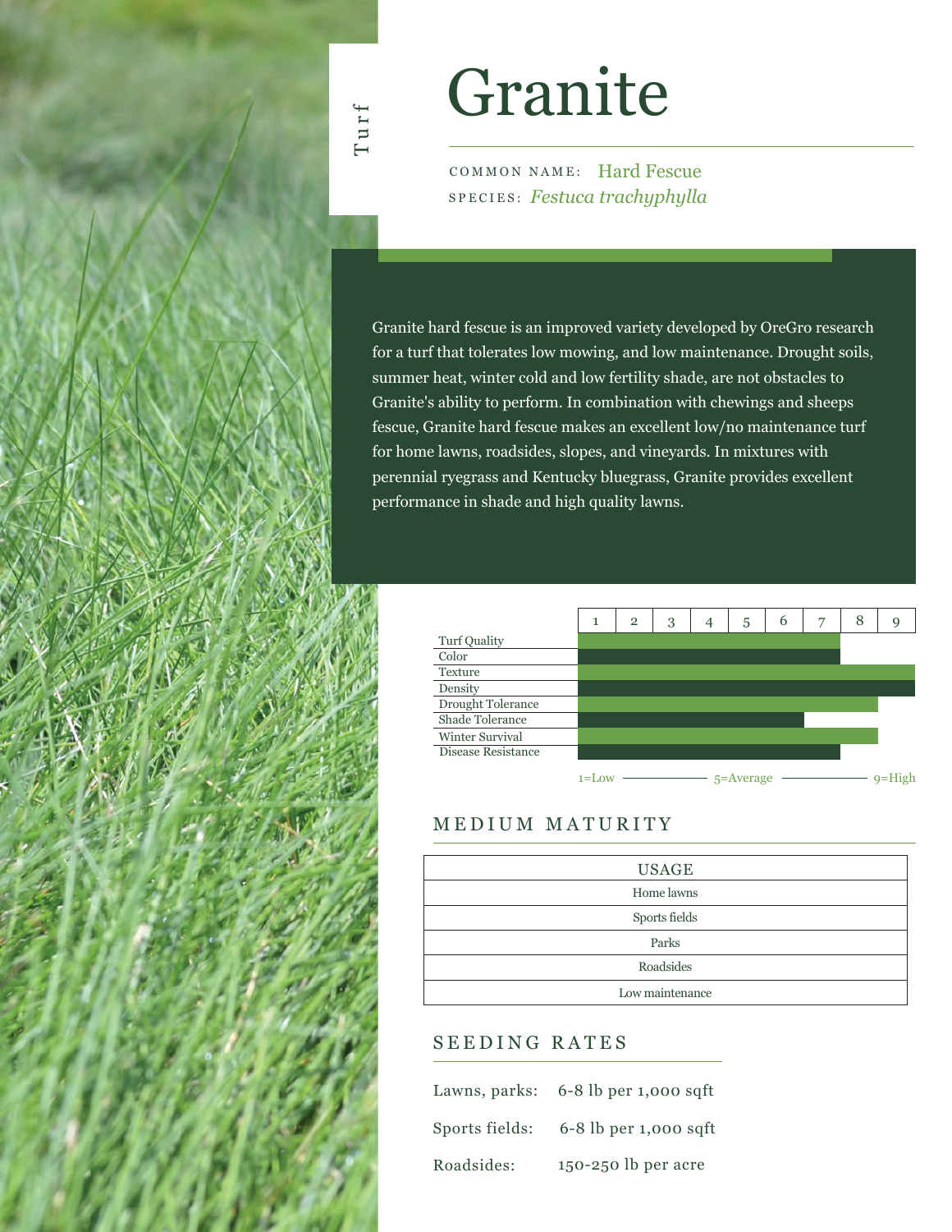Turf

# Granite

COMMON NAME: Hard Fescue
SPECIES: *Festuca trachyphylla*

Granite hard fescue is an improved variety developed by OreGro research for a turf that tolerates low mowing, and low maintenance. Drought soils, summer heat, winter cold and low fertility shade, are not obstacles to Granite's ability to perform. In combination with chewings and sheeps fescue, Granite hard fescue makes an excellent low/no maintenance turf for home lawns, roadsides, slopes, and vineyards. In mixtures with perennial ryegrass and Kentucky bluegrass, Granite provides excellent performance in shade and high quality lawns.

| Trait | Rating (1–9) |
|---|---|
| Turf Quality | 7 |
| Color | 7 |
| Texture | 9 |
| Density | 9 |
| Drought Tolerance | 8 |
| Shade Tolerance | 6 |
| Winter Survival | 8 |
| Disease Resistance | 7 |

1=Low — 5=Average — 9=High

## MEDIUM MATURITY

| USAGE |
|---|
| Home lawns |
| Sports fields |
| Parks |
| Roadsides |
| Low maintenance |

## SEEDING RATES

Lawns, parks: 6-8 lb per 1,000 sqft

Sports fields: 6-8 lb per 1,000 sqft

Roadsides: 150-250 lb per acre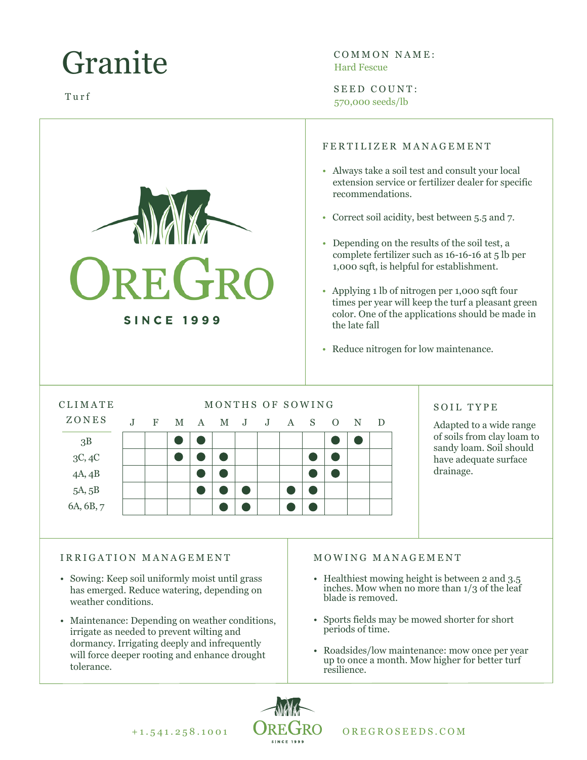# Granite

Turf

COMMON NAME:
Hard Fescue

SEED COUNT:
570,000 seeds/lb

OREGRO
SINCE 1999

## FERTILIZER MANAGEMENT

- Always take a soil test and consult your local extension service or fertilizer dealer for specific recommendations.
- Correct soil acidity, best between 5.5 and 7.
- Depending on the results of the soil test, a complete fertilizer such as 16-16-16 at 5 lb per 1,000 sqft, is helpful for establishment.
- Applying 1 lb of nitrogen per 1,000 sqft four times per year will keep the turf a pleasant green color. One of the applications should be made in the late fall
- Reduce nitrogen for low maintenance.

## MONTHS OF SOWING

| CLIMATE ZONES | J | F | M | A | M | J | J | A | S | O | N | D |
|---|---|---|---|---|---|---|---|---|---|---|---|---|
| 3B | | | ● | ● | | | | | | ● | ● | |
| 3C, 4C | | | ● | ● | ● | | | | ● | ● | | |
| 4A, 4B | | | | ● | ● | | | | ● | ● | | |
| 5A, 5B | | | | ● | ● | ● | | ● | ● | | | |
| 6A, 6B, 7 | | | | | ● | ● | | ● | ● | | | |

## SOIL TYPE

Adapted to a wide range of soils from clay loam to sandy loam. Soil should have adequate surface drainage.

## IRRIGATION MANAGEMENT

- Sowing: Keep soil uniformly moist until grass has emerged. Reduce watering, depending on weather conditions.
- Maintenance: Depending on weather conditions, irrigate as needed to prevent wilting and dormancy. Irrigating deeply and infrequently will force deeper rooting and enhance drought tolerance.

## MOWING MANAGEMENT

- Healthiest mowing height is between 2 and 3.5 inches. Mow when no more than 1/3 of the leaf blade is removed.
- Sports fields may be mowed shorter for short periods of time.
- Roadsides/low maintenance: mow once per year up to once a month. Mow higher for better turf resilience.

+1.541.258.1001 OREGRO SINCE 1999 OREGROSEEDS.COM